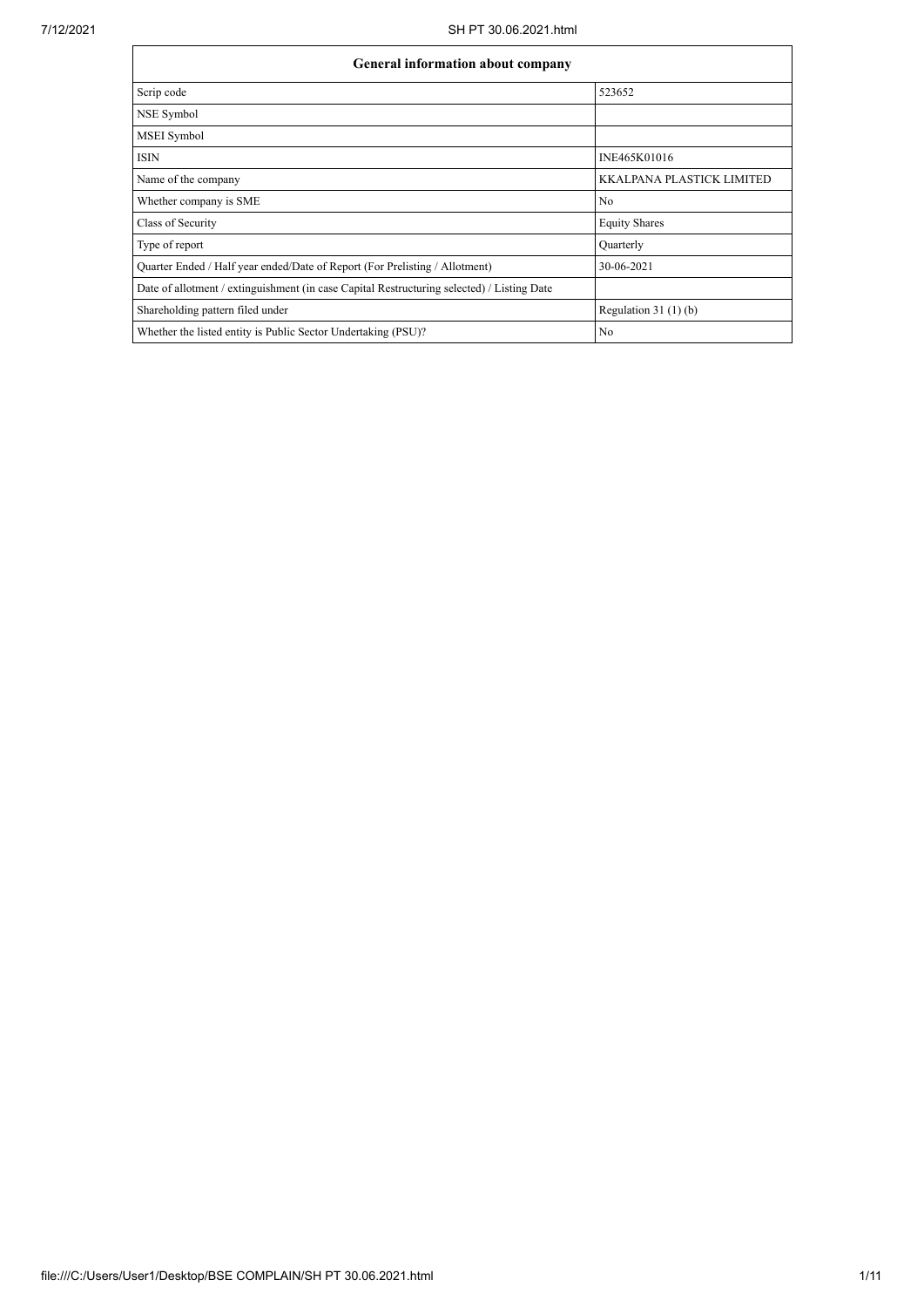| General information about company | |
|---|---|
| Scrip code | 523652 |
| NSE Symbol | |
| MSEI Symbol | |
| ISIN | INE465K01016 |
| Name of the company | KKALPANA PLASTICK LIMITED |
| Whether company is SME | No |
| Class of Security | Equity Shares |
| Type of report | Quarterly |
| Quarter Ended / Half year ended/Date of Report (For Prelisting / Allotment) | 30-06-2021 |
| Date of allotment / extinguishment (in case Capital Restructuring selected) / Listing Date | |
| Shareholding pattern filed under | Regulation 31 (1) (b) |
| Whether the listed entity is Public Sector Undertaking (PSU)? | No |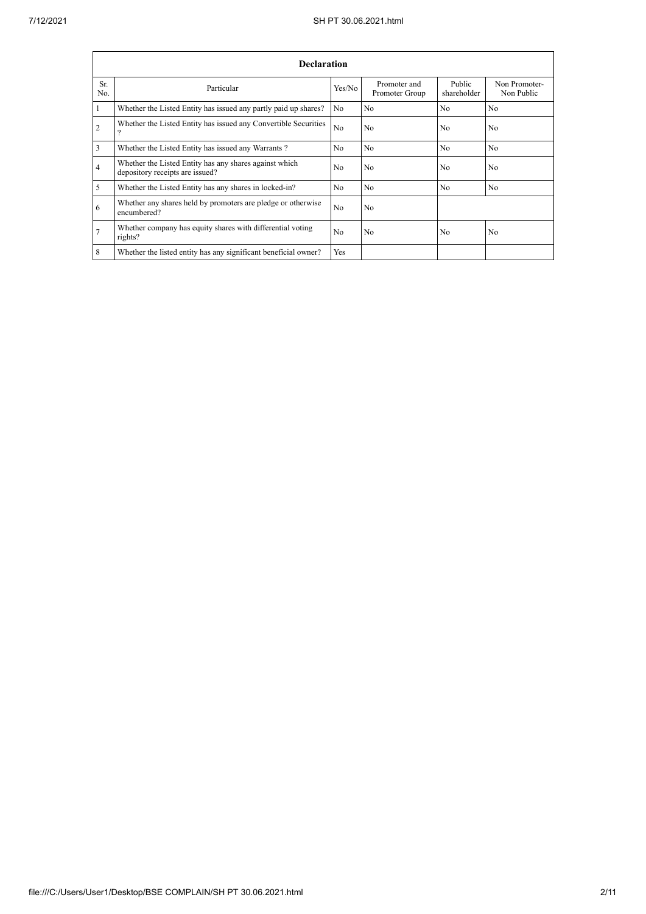| Declaration | | | | | |
|---|---|---|---|---|---|
| Sr. No. | Particular | Yes/No | Promoter and Promoter Group | Public shareholder | Non Promoter- Non Public |
| 1 | Whether the Listed Entity has issued any partly paid up shares? | No | No | No | No |
| 2 | Whether the Listed Entity has issued any Convertible Securities ? | No | No | No | No |
| 3 | Whether the Listed Entity has issued any Warrants ? | No | No | No | No |
| 4 | Whether the Listed Entity has any shares against which depository receipts are issued? | No | No | No | No |
| 5 | Whether the Listed Entity has any shares in locked-in? | No | No | No | No |
| 6 | Whether any shares held by promoters are pledge or otherwise encumbered? | No | No | | |
| 7 | Whether company has equity shares with differential voting rights? | No | No | No | No |
| 8 | Whether the listed entity has any significant beneficial owner? | Yes | | | |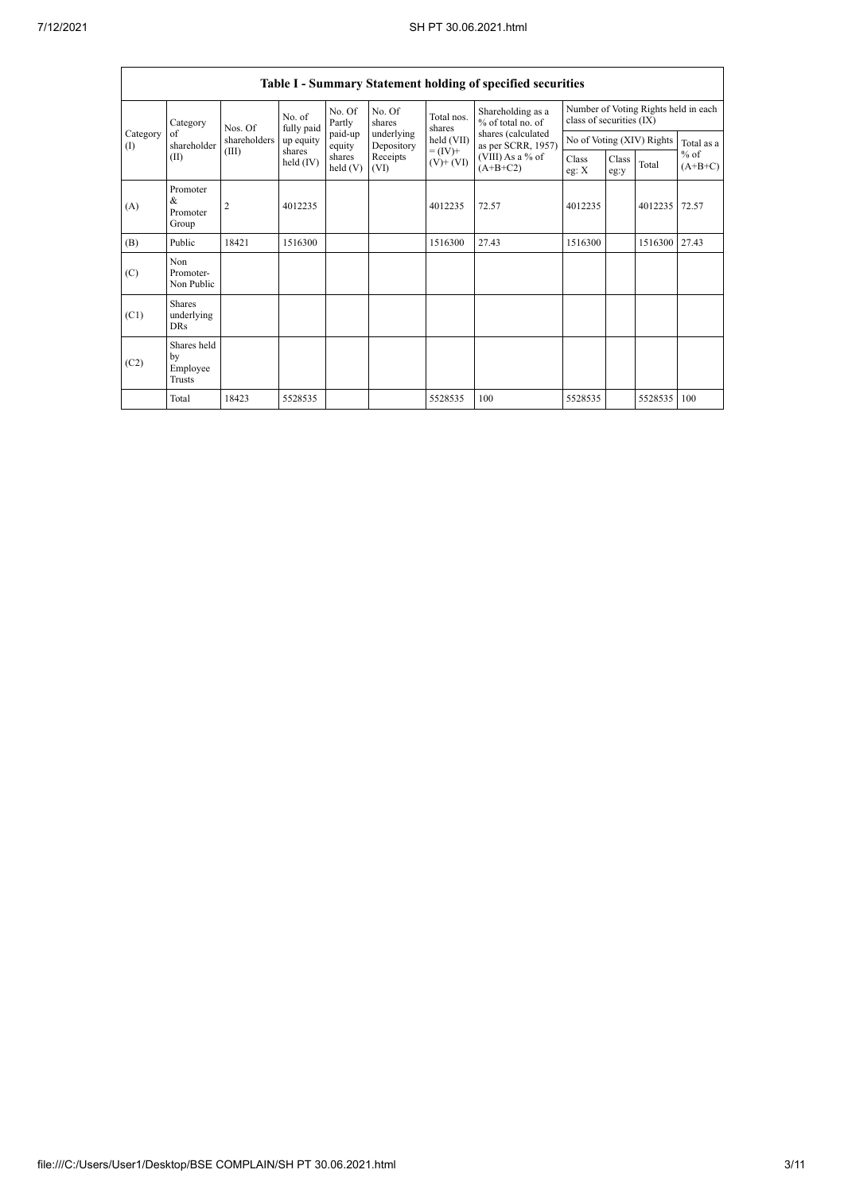## Table I - Summary Statement holding of specified securities

| Category (I) | Category of shareholder (II) | Nos. Of shareholders (III) | No. of fully paid up equity shares held (IV) | No. Of Partly paid-up equity shares held (V) | No. Of shares underlying Depository Receipts (VI) | Total nos. shares held (VII) = (IV)+ (V)+ (VI) | Shareholding as a % of total no. of shares (calculated as per SCRR, 1957) (VIII) As a % of (A+B+C2) | Number of Voting Rights held in each class of securities (IX) | | | |
|---|---|---|---|---|---|---|---|---|---|---|---|
| | | | | | | | | No of Voting (XIV) Rights | | | Total as a % of (A+B+C) |
| | | | | | | | | Class eg: X | Class eg:y | Total | |
| (A) | Promoter & Promoter Group | 2 | 4012235 | | | 4012235 | 72.57 | 4012235 | | 4012235 | 72.57 |
| (B) | Public | 18421 | 1516300 | | | 1516300 | 27.43 | 1516300 | | 1516300 | 27.43 |
| (C) | Non Promoter- Non Public | | | | | | | | | | |
| (C1) | Shares underlying DRs | | | | | | | | | | |
| (C2) | Shares held by Employee Trusts | | | | | | | | | | |
| | Total | 18423 | 5528535 | | | 5528535 | 100 | 5528535 | | 5528535 | 100 |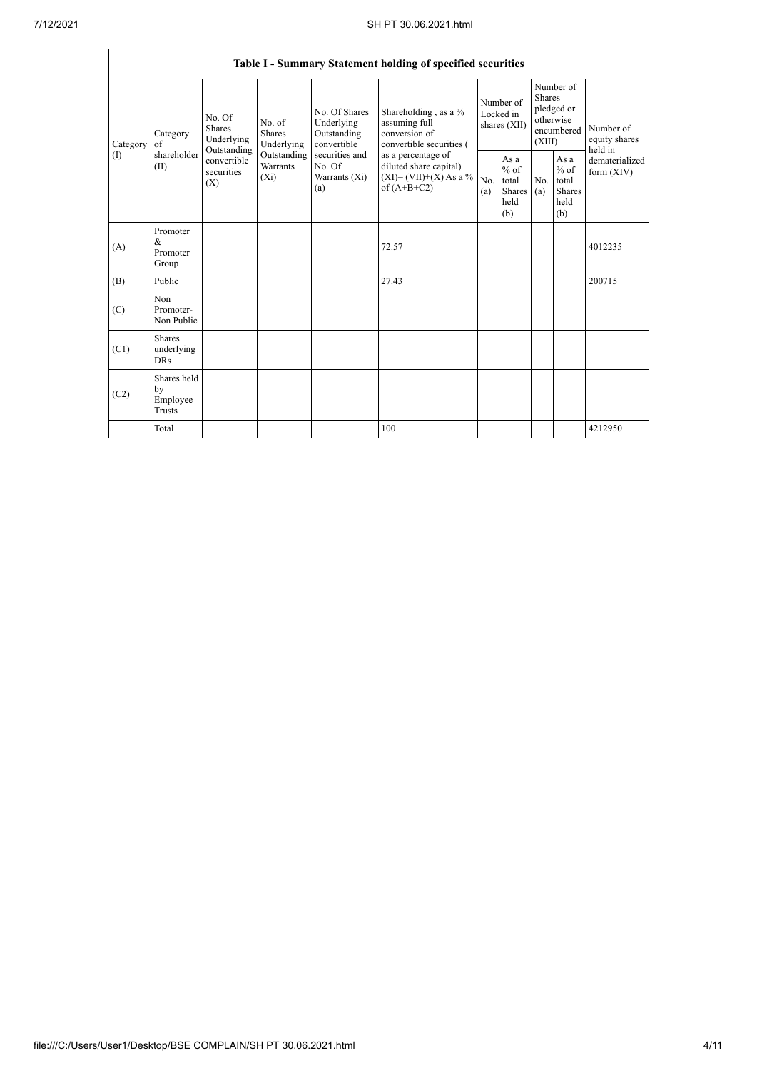## Table I - Summary Statement holding of specified securities

| Category (I) | Category of shareholder (II) | No. Of Shares Underlying Outstanding convertible securities (X) | No. of Shares Underlying Outstanding Warrants (Xi) | No. Of Shares Underlying Outstanding convertible securities and No. Of Warrants (Xi) (a) | Shareholding , as a % assuming full conversion of convertible securities ( as a percentage of diluted share capital) (XI)= (VII)+(X) As a % of (A+B+C2) | Number of Locked in shares (XII) | | Number of Shares pledged or otherwise encumbered (XIII) | | Number of equity shares held in dematerialized form (XIV) |
|---|---|---|---|---|---|---|---|---|---|---|
| | | | | | | No. (a) | As a % of total Shares held (b) | No. (a) | As a % of total Shares held (b) | |
| (A) | Promoter & Promoter Group | | | | 72.57 | | | | | 4012235 |
| (B) | Public | | | | 27.43 | | | | | 200715 |
| (C) | Non Promoter- Non Public | | | | | | | | | |
| (C1) | Shares underlying DRs | | | | | | | | | |
| (C2) | Shares held by Employee Trusts | | | | | | | | | |
| | Total | | | | 100 | | | | | 4212950 |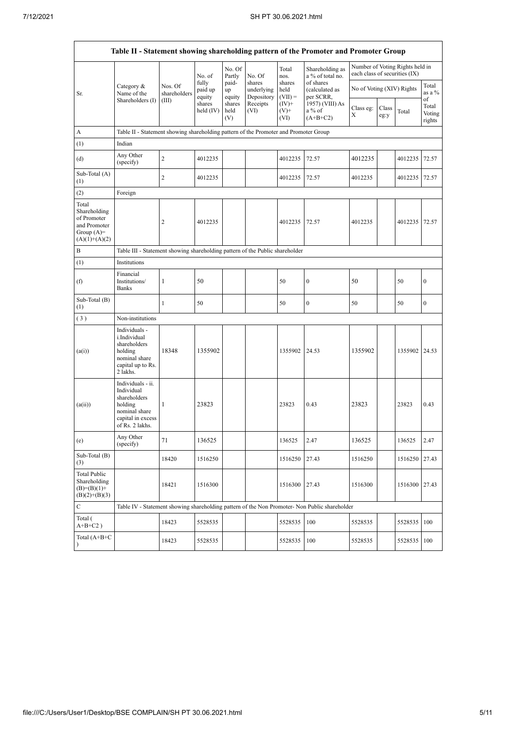| Table II - Statement showing shareholding pattern of the Promoter and Promoter Group | | | | | | | | | | | |
|---|---|---|---|---|---|---|---|---|---|---|---|
| Sr. | Category & Name of the Shareholders (I) | Nos. Of shareholders (III) | No. of fully paid up equity shares held (IV) | No. Of Partly paid-up equity shares held (V) | No. Of shares underlying Depository Receipts (VI) | Total nos. shares held (VII) = (IV)+ (V)+ (VI) | Shareholding as a % of total no. of shares (calculated as per SCRR, 1957) (VIII) As a % of (A+B+C2) | Number of Voting Rights held in each class of securities (IX) | | | |
| | | | | | | | | No of Voting (XIV) Rights | | | Total as a % of Total Voting rights |
| | | | | | | | | Class eg: X | Class eg:y | Total | |
| A | Table II - Statement showing shareholding pattern of the Promoter and Promoter Group | | | | | | | | | | |
| (1) | Indian | | | | | | | | | | |
| (d) | Any Other (specify) | 2 | 4012235 | | | 4012235 | 72.57 | 4012235 | | 4012235 | 72.57 |
| Sub-Total (A) (1) | | 2 | 4012235 | | | 4012235 | 72.57 | 4012235 | | 4012235 | 72.57 |
| (2) | Foreign | | | | | | | | | | |
| Total Shareholding of Promoter and Promoter Group (A)= (A)(1)+(A)(2) | | 2 | 4012235 | | | 4012235 | 72.57 | 4012235 | | 4012235 | 72.57 |
| B | Table III - Statement showing shareholding pattern of the Public shareholder | | | | | | | | | | |
| (1) | Institutions | | | | | | | | | | |
| (f) | Financial Institutions/ Banks | 1 | 50 | | | 50 | 0 | 50 | | 50 | 0 |
| Sub-Total (B) (1) | | 1 | 50 | | | 50 | 0 | 50 | | 50 | 0 |
| (3) | Non-institutions | | | | | | | | | | |
| (a(i)) | Individuals - i.Individual shareholders holding nominal share capital up to Rs. 2 lakhs. | 18348 | 1355902 | | | 1355902 | 24.53 | 1355902 | | 1355902 | 24.53 |
| (a(ii)) | Individuals - ii. Individual shareholders holding nominal share capital in excess of Rs. 2 lakhs. | 1 | 23823 | | | 23823 | 0.43 | 23823 | | 23823 | 0.43 |
| (e) | Any Other (specify) | 71 | 136525 | | | 136525 | 2.47 | 136525 | | 136525 | 2.47 |
| Sub-Total (B) (3) | | 18420 | 1516250 | | | 1516250 | 27.43 | 1516250 | | 1516250 | 27.43 |
| Total Public Shareholding (B)=(B)(1)+ (B)(2)+(B)(3) | | 18421 | 1516300 | | | 1516300 | 27.43 | 1516300 | | 1516300 | 27.43 |
| C | Table IV - Statement showing shareholding pattern of the Non Promoter- Non Public shareholder | | | | | | | | | | |
| Total ( A+B+C2 ) | | 18423 | 5528535 | | | 5528535 | 100 | 5528535 | | 5528535 | 100 |
| Total (A+B+C ) | | 18423 | 5528535 | | | 5528535 | 100 | 5528535 | | 5528535 | 100 |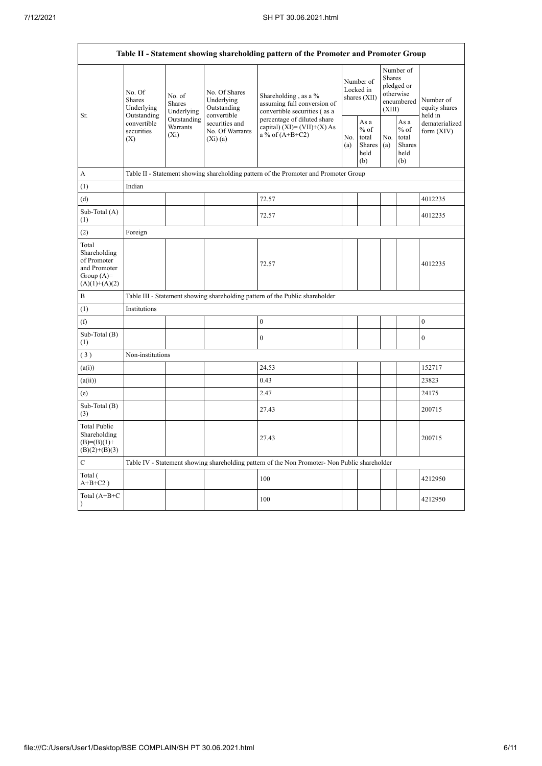| Table II - Statement showing shareholding pattern of the Promoter and Promoter Group | | | | | | | | | |
|---|---|---|---|---|---|---|---|---|---|
| Sr. | No. Of Shares Underlying Outstanding convertible securities (X) | No. of Shares Underlying Outstanding Warrants (Xi) | No. Of Shares Underlying Outstanding convertible securities and No. Of Warrants (Xi) (a) | Shareholding , as a % assuming full conversion of convertible securities ( as a percentage of diluted share capital) (XI)= (VII)+(X) As a % of (A+B+C2) | Number of Locked in shares (XII) | | Number of Shares pledged or otherwise encumbered (XIII) | | Number of equity shares held in dematerialized form (XIV) |
| | | | | | No. (a) | As a % of total Shares held (b) | No. (a) | As a % of total Shares held (b) | |
| A | Table II - Statement showing shareholding pattern of the Promoter and Promoter Group | | | | | | | | |
| (1) | Indian | | | | | | | | |
| (d) | | | | 72.57 | | | | | 4012235 |
| Sub-Total (A) (1) | | | | 72.57 | | | | | 4012235 |
| (2) | Foreign | | | | | | | | |
| Total Shareholding of Promoter and Promoter Group (A)= (A)(1)+(A)(2) | | | | 72.57 | | | | | 4012235 |
| B | Table III - Statement showing shareholding pattern of the Public shareholder | | | | | | | | |
| (1) | Institutions | | | | | | | | |
| (f) | | | | 0 | | | | | 0 |
| Sub-Total (B) (1) | | | | 0 | | | | | 0 |
| ( 3 ) | Non-institutions | | | | | | | | |
| (a(i)) | | | | 24.53 | | | | | 152717 |
| (a(ii)) | | | | 0.43 | | | | | 23823 |
| (e) | | | | 2.47 | | | | | 24175 |
| Sub-Total (B) (3) | | | | 27.43 | | | | | 200715 |
| Total Public Shareholding (B)=(B)(1)+(B)(2)+(B)(3) | | | | 27.43 | | | | | 200715 |
| C | Table IV - Statement showing shareholding pattern of the Non Promoter- Non Public shareholder | | | | | | | | |
| Total ( A+B+C2 ) | | | | 100 | | | | | 4212950 |
| Total (A+B+C ) | | | | 100 | | | | | 4212950 |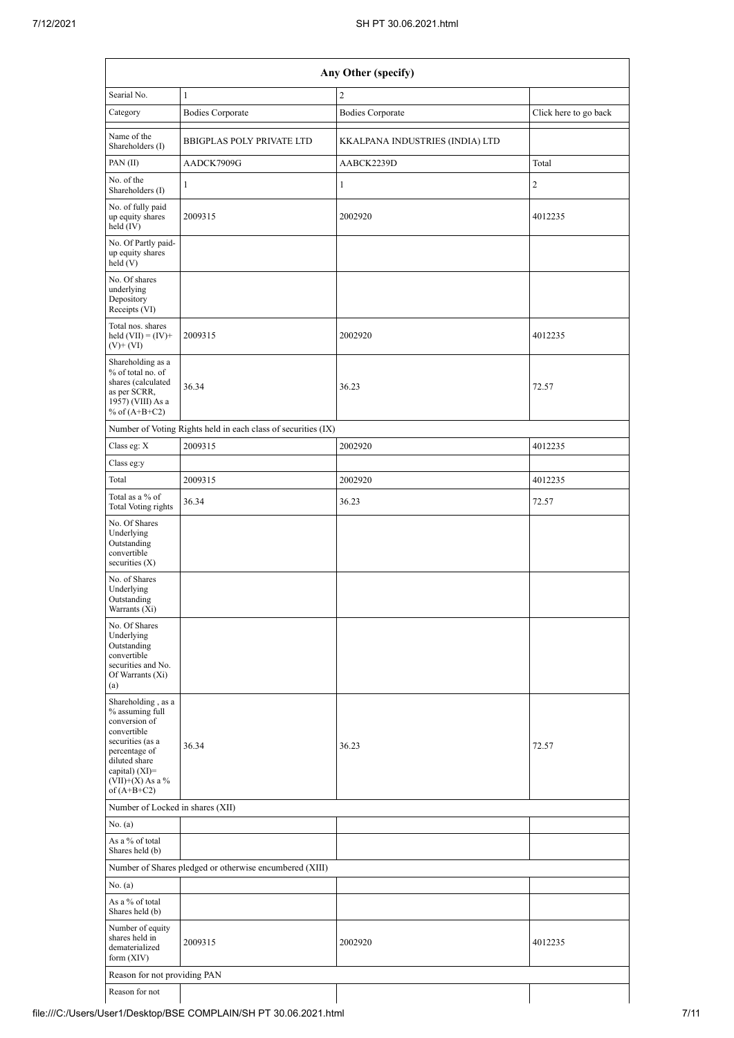| Any Other (specify) | | | |
|---|---|---|---|
| Searial No. | 1 | 2 | |
| Category | Bodies Corporate | Bodies Corporate | Click here to go back |
| Name of the Shareholders (I) | BBIGPLAS POLY PRIVATE LTD | KKALPANA INDUSTRIES (INDIA) LTD | |
| PAN (II) | AADCK7909G | AABCK2239D | Total |
| No. of the Shareholders (I) | 1 | 1 | 2 |
| No. of fully paid up equity shares held (IV) | 2009315 | 2002920 | 4012235 |
| No. Of Partly paid-up equity shares held (V) | | | |
| No. Of shares underlying Depository Receipts (VI) | | | |
| Total nos. shares held (VII) = (IV)+ (V)+ (VI) | 2009315 | 2002920 | 4012235 |
| Shareholding as a % of total no. of shares (calculated as per SCRR, 1957) (VIII) As a % of (A+B+C2) | 36.34 | 36.23 | 72.57 |
| Number of Voting Rights held in each class of securities (IX) | | | |
| Class eg: X | 2009315 | 2002920 | 4012235 |
| Class eg:y | | | |
| Total | 2009315 | 2002920 | 4012235 |
| Total as a % of Total Voting rights | 36.34 | 36.23 | 72.57 |
| No. Of Shares Underlying Outstanding convertible securities (X) | | | |
| No. of Shares Underlying Outstanding Warrants (Xi) | | | |
| No. Of Shares Underlying Outstanding convertible securities and No. Of Warrants (Xi) (a) | | | |
| Shareholding , as a % assuming full conversion of convertible securities (as a percentage of diluted share capital) (XI)= (VII)+(X) As a % of (A+B+C2) | 36.34 | 36.23 | 72.57 |
| Number of Locked in shares (XII) | | | |
| No. (a) | | | |
| As a % of total Shares held (b) | | | |
| Number of Shares pledged or otherwise encumbered (XIII) | | | |
| No. (a) | | | |
| As a % of total Shares held (b) | | | |
| Number of equity shares held in dematerialized form (XIV) | 2009315 | 2002920 | 4012235 |
| Reason for not providing PAN | | | |
| Reason for not | | | |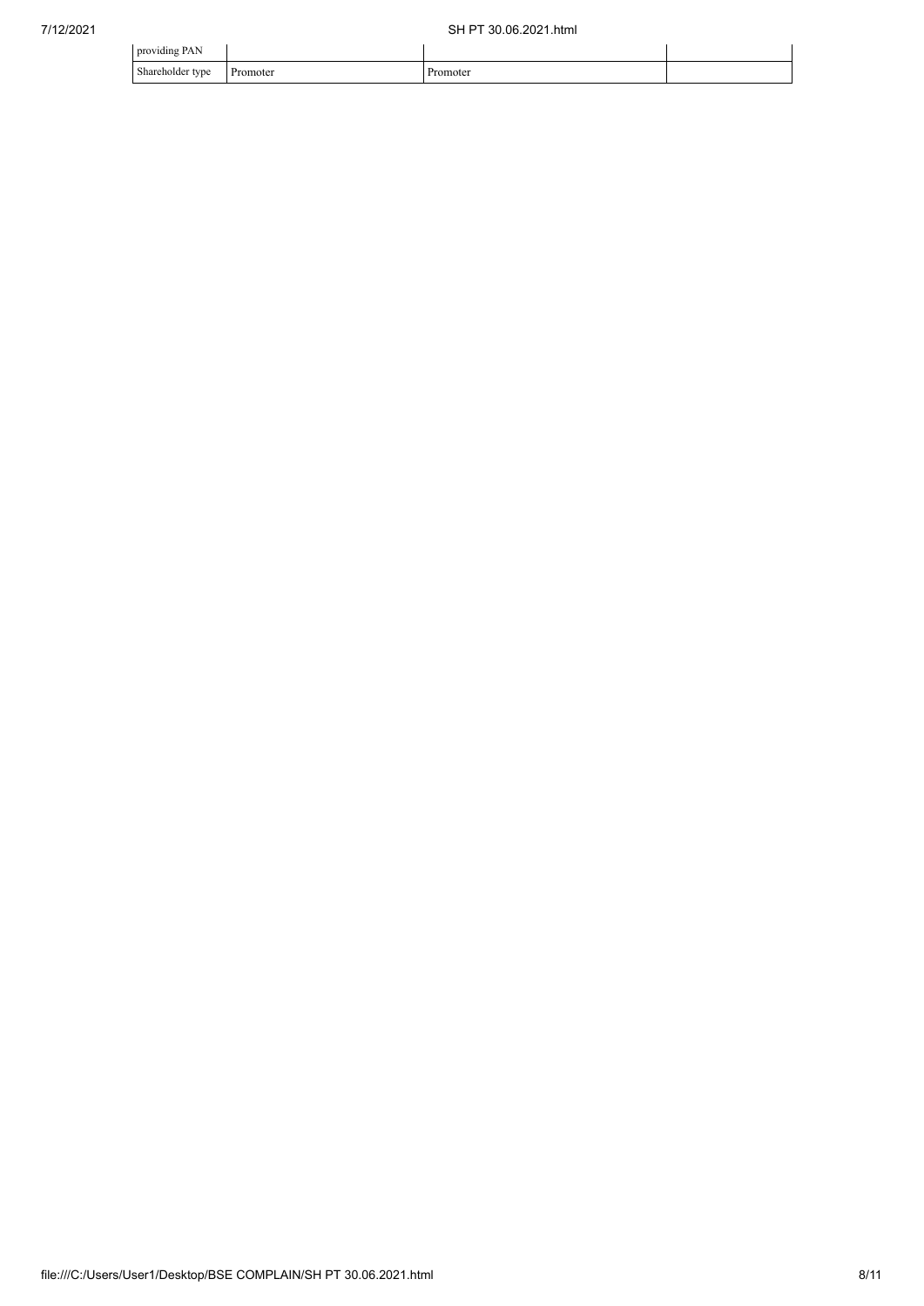| | | | |
|---|---|---|---|
| providing PAN | | | |
| Shareholder type | Promoter | Promoter | |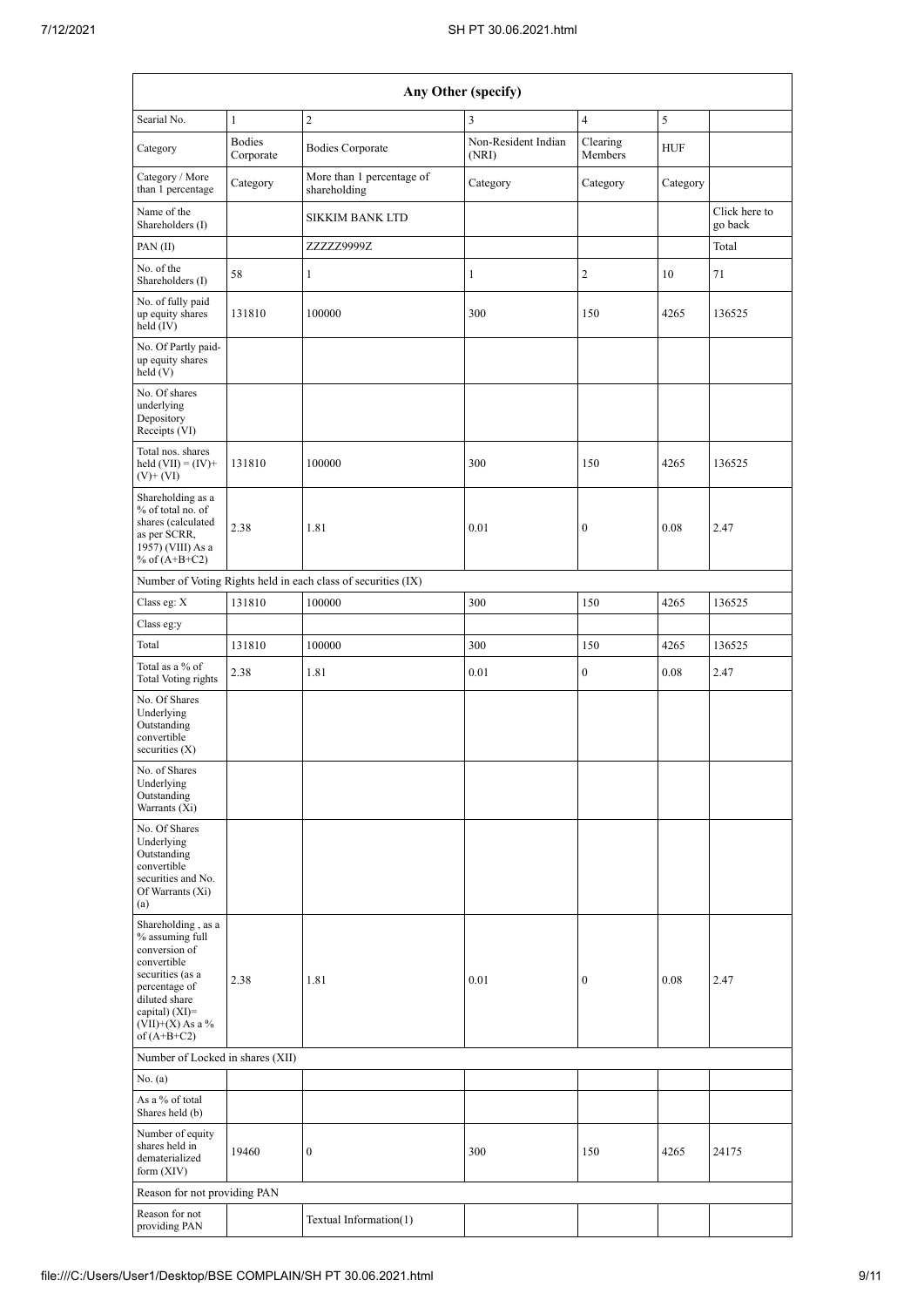| Any Other (specify) | | | | | | |
|---|---|---|---|---|---|---|
| Searial No. | 1 | 2 | 3 | 4 | 5 | |
| Category | Bodies Corporate | Bodies Corporate | Non-Resident Indian (NRI) | Clearing Members | HUF | |
| Category / More than 1 percentage | Category | More than 1 percentage of shareholding | Category | Category | Category | |
| Name of the Shareholders (I) | | SIKKIM BANK LTD | | | | Click here to go back |
| PAN (II) | | ZZZZZ9999Z | | | | Total |
| No. of the Shareholders (I) | 58 | 1 | 1 | 2 | 10 | 71 |
| No. of fully paid up equity shares held (IV) | 131810 | 100000 | 300 | 150 | 4265 | 136525 |
| No. Of Partly paid-up equity shares held (V) | | | | | | |
| No. Of shares underlying Depository Receipts (VI) | | | | | | |
| Total nos. shares held (VII) = (IV)+ (V)+ (VI) | 131810 | 100000 | 300 | 150 | 4265 | 136525 |
| Shareholding as a % of total no. of shares (calculated as per SCRR, 1957) (VIII) As a % of (A+B+C2) | 2.38 | 1.81 | 0.01 | 0 | 0.08 | 2.47 |
| Number of Voting Rights held in each class of securities (IX) | | | | | | |
| Class eg: X | 131810 | 100000 | 300 | 150 | 4265 | 136525 |
| Class eg:y | | | | | | |
| Total | 131810 | 100000 | 300 | 150 | 4265 | 136525 |
| Total as a % of Total Voting rights | 2.38 | 1.81 | 0.01 | 0 | 0.08 | 2.47 |
| No. Of Shares Underlying Outstanding convertible securities (X) | | | | | | |
| No. of Shares Underlying Outstanding Warrants (Xi) | | | | | | |
| No. Of Shares Underlying Outstanding convertible securities and No. Of Warrants (Xi) (a) | | | | | | |
| Shareholding , as a % assuming full conversion of convertible securities (as a percentage of diluted share capital) (XI)= (VII)+(X) As a % of (A+B+C2) | 2.38 | 1.81 | 0.01 | 0 | 0.08 | 2.47 |
| Number of Locked in shares (XII) | | | | | | |
| No. (a) | | | | | | |
| As a % of total Shares held (b) | | | | | | |
| Number of equity shares held in dematerialized form (XIV) | 19460 | 0 | 300 | 150 | 4265 | 24175 |
| Reason for not providing PAN | | | | | | |
| Reason for not providing PAN | | Textual Information(1) | | | | |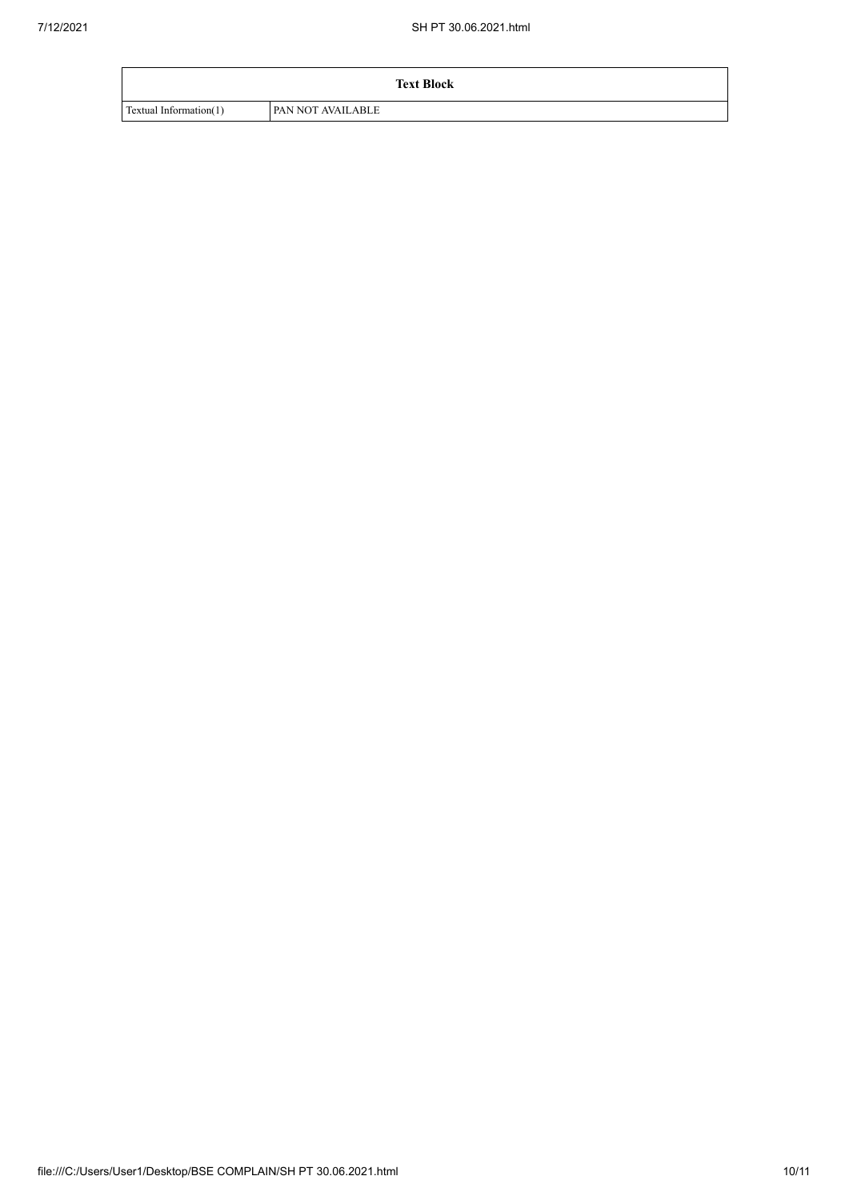| Text Block | |
|---|---|
| Textual Information(1) | PAN NOT AVAILABLE |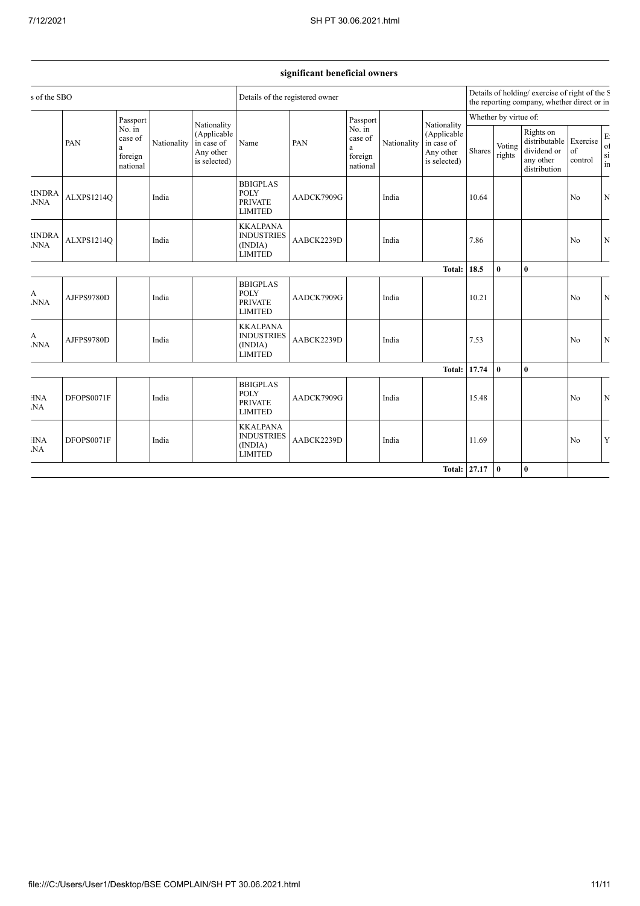## significant beneficial owners

| s of the SBO | | | | | Details of the registered owner | | | | | Details of holding/ exercise of right of the S the reporting company, whether direct or in | | | | |
|---|---|---|---|---|---|---|---|---|---|---|---|---|---|---|
| | | | | | | | | | | Whether by virtue of: | | | | |
| | PAN | Passport No. in case of a foreign national | Nationality | Nationality (Applicable in case of Any other is selected) | Name | PAN | Passport No. in case of a foreign national | Nationality | Nationality (Applicable in case of Any other is selected) | Shares | Voting rights | Rights on distributable dividend or any other distribution | Exercise of control | E of si in |
| RINDRA NNA | ALXPS1214Q | | India | | BBIGPLAS POLY PRIVATE LIMITED | AADCK7909G | | India | | 10.64 | | | No | N |
| RINDRA NNA | ALXPS1214Q | | India | | KKALPANA INDUSTRIES (INDIA) LIMITED | AABCK2239D | | India | | 7.86 | | | No | N |
| | | | | | | | | | Total: | 18.5 | 0 | 0 | | |
| A NNA | AJFPS9780D | | India | | BBIGPLAS POLY PRIVATE LIMITED | AADCK7909G | | India | | 10.21 | | | No | N |
| A NNA | AJFPS9780D | | India | | KKALPANA INDUSTRIES (INDIA) LIMITED | AABCK2239D | | India | | 7.53 | | | No | N |
| | | | | | | | | | Total: | 17.74 | 0 | 0 | | |
| HNA NA | DFOPS0071F | | India | | BBIGPLAS POLY PRIVATE LIMITED | AADCK7909G | | India | | 15.48 | | | No | N |
| HNA NA | DFOPS0071F | | India | | KKALPANA INDUSTRIES (INDIA) LIMITED | AABCK2239D | | India | | 11.69 | | | No | Y |
| | | | | | | | | | Total: | 27.17 | 0 | 0 | | |